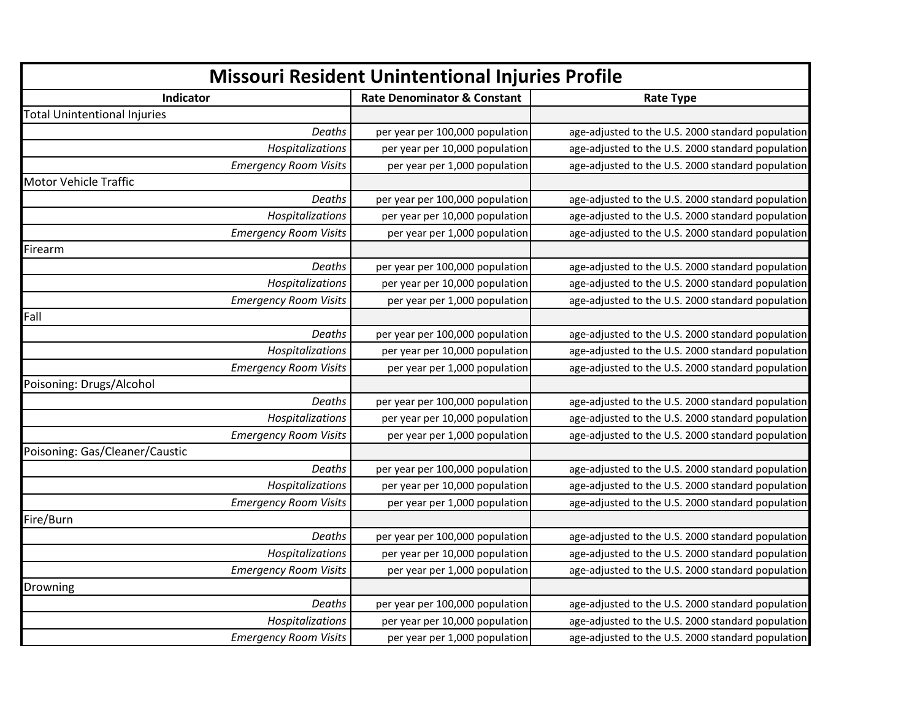# Missouri Resident Unintentional Injuries Profile

| Indicator | Rate Denominator & Constant | Rate Type |
|---|---|---|
| Total Unintentional Injuries | | |
| *Deaths* | per year per 100,000 population | age-adjusted to the U.S. 2000 standard population |
| *Hospitalizations* | per year per 10,000 population | age-adjusted to the U.S. 2000 standard population |
| *Emergency Room Visits* | per year per 1,000 population | age-adjusted to the U.S. 2000 standard population |
| Motor Vehicle Traffic | | |
| *Deaths* | per year per 100,000 population | age-adjusted to the U.S. 2000 standard population |
| *Hospitalizations* | per year per 10,000 population | age-adjusted to the U.S. 2000 standard population |
| *Emergency Room Visits* | per year per 1,000 population | age-adjusted to the U.S. 2000 standard population |
| Firearm | | |
| *Deaths* | per year per 100,000 population | age-adjusted to the U.S. 2000 standard population |
| *Hospitalizations* | per year per 10,000 population | age-adjusted to the U.S. 2000 standard population |
| *Emergency Room Visits* | per year per 1,000 population | age-adjusted to the U.S. 2000 standard population |
| Fall | | |
| *Deaths* | per year per 100,000 population | age-adjusted to the U.S. 2000 standard population |
| *Hospitalizations* | per year per 10,000 population | age-adjusted to the U.S. 2000 standard population |
| *Emergency Room Visits* | per year per 1,000 population | age-adjusted to the U.S. 2000 standard population |
| Poisoning: Drugs/Alcohol | | |
| *Deaths* | per year per 100,000 population | age-adjusted to the U.S. 2000 standard population |
| *Hospitalizations* | per year per 10,000 population | age-adjusted to the U.S. 2000 standard population |
| *Emergency Room Visits* | per year per 1,000 population | age-adjusted to the U.S. 2000 standard population |
| Poisoning: Gas/Cleaner/Caustic | | |
| *Deaths* | per year per 100,000 population | age-adjusted to the U.S. 2000 standard population |
| *Hospitalizations* | per year per 10,000 population | age-adjusted to the U.S. 2000 standard population |
| *Emergency Room Visits* | per year per 1,000 population | age-adjusted to the U.S. 2000 standard population |
| Fire/Burn | | |
| *Deaths* | per year per 100,000 population | age-adjusted to the U.S. 2000 standard population |
| *Hospitalizations* | per year per 10,000 population | age-adjusted to the U.S. 2000 standard population |
| *Emergency Room Visits* | per year per 1,000 population | age-adjusted to the U.S. 2000 standard population |
| Drowning | | |
| *Deaths* | per year per 100,000 population | age-adjusted to the U.S. 2000 standard population |
| *Hospitalizations* | per year per 10,000 population | age-adjusted to the U.S. 2000 standard population |
| *Emergency Room Visits* | per year per 1,000 population | age-adjusted to the U.S. 2000 standard population |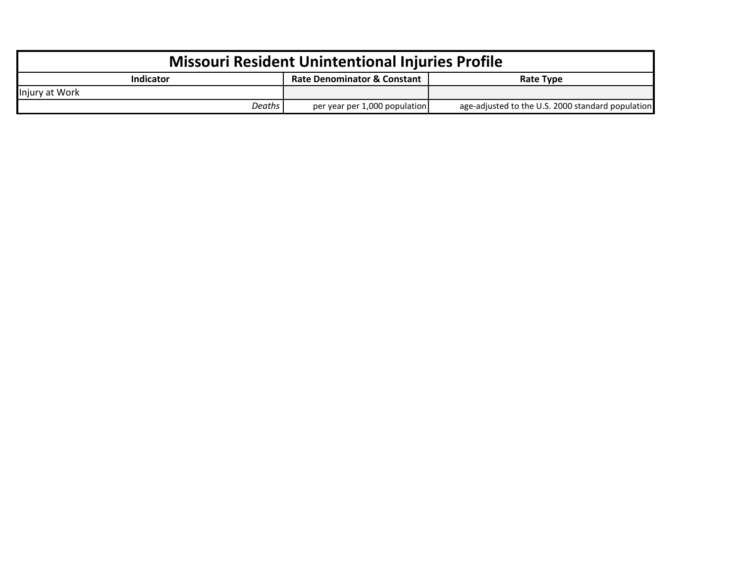| Missouri Resident Unintentional Injuries Profile | | |
|---|---|---|
| **Indicator** | **Rate Denominator & Constant** | **Rate Type** |
| Injury at Work | | |
| *Deaths* | per year per 1,000 population | age-adjusted to the U.S. 2000 standard population |